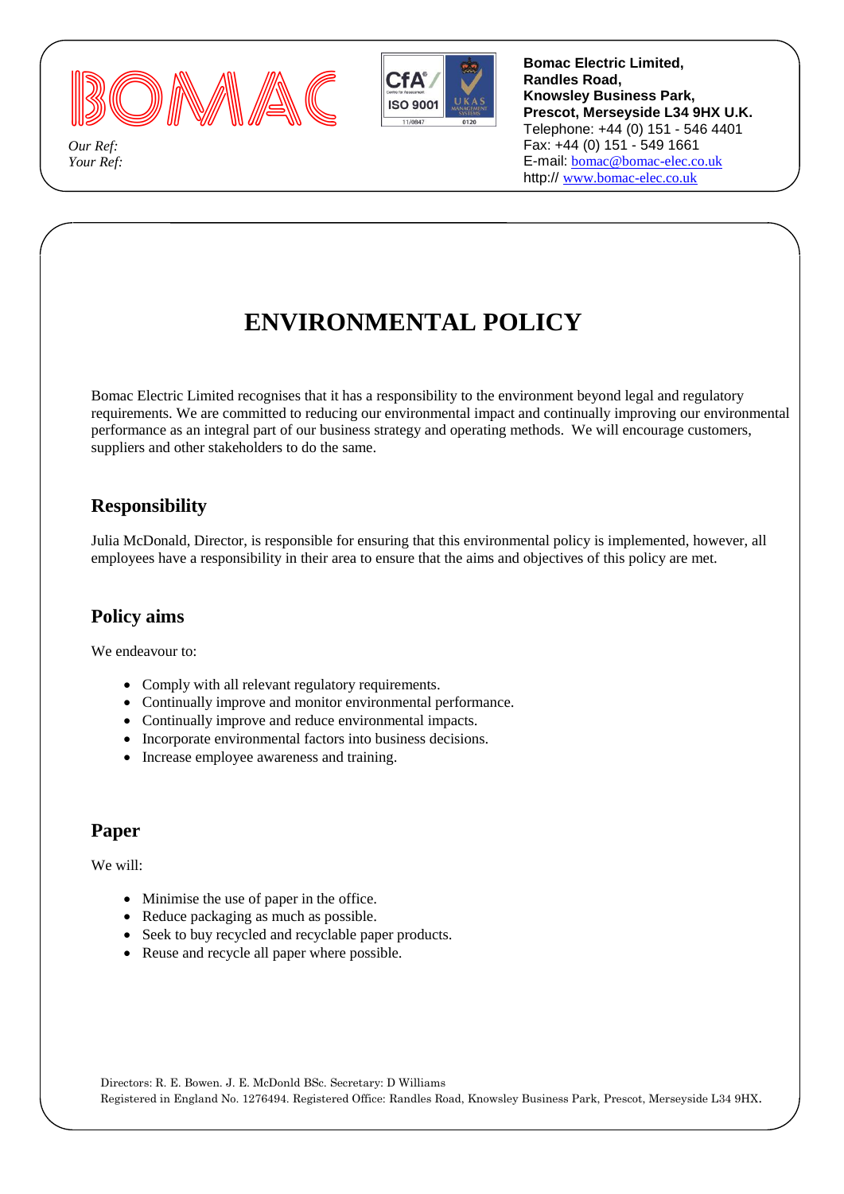**BOMAC**

*Our Ref:*
*Your Ref:*

**Bomac Electric Limited,**
**Randles Road,**
**Knowsley Business Park,**
**Prescot, Merseyside L34 9HX U.K.**
Telephone: +44 (0) 151 - 546 4401
Fax: +44 (0) 151 - 549 1661
E-mail: bomac@bomac-elec.co.uk
http:// www.bomac-elec.co.uk

# ENVIRONMENTAL POLICY

Bomac Electric Limited recognises that it has a responsibility to the environment beyond legal and regulatory requirements. We are committed to reducing our environmental impact and continually improving our environmental performance as an integral part of our business strategy and operating methods. We will encourage customers, suppliers and other stakeholders to do the same.

## Responsibility

Julia McDonald, Director, is responsible for ensuring that this environmental policy is implemented, however, all employees have a responsibility in their area to ensure that the aims and objectives of this policy are met.

## Policy aims

We endeavour to:

- Comply with all relevant regulatory requirements.
- Continually improve and monitor environmental performance.
- Continually improve and reduce environmental impacts.
- Incorporate environmental factors into business decisions.
- Increase employee awareness and training.

## Paper

We will:

- Minimise the use of paper in the office.
- Reduce packaging as much as possible.
- Seek to buy recycled and recyclable paper products.
- Reuse and recycle all paper where possible.

Directors: R. E. Bowen. J. E. McDonld BSc. Secretary: D Williams
Registered in England No. 1276494. Registered Office: Randles Road, Knowsley Business Park, Prescot, Merseyside L34 9HX.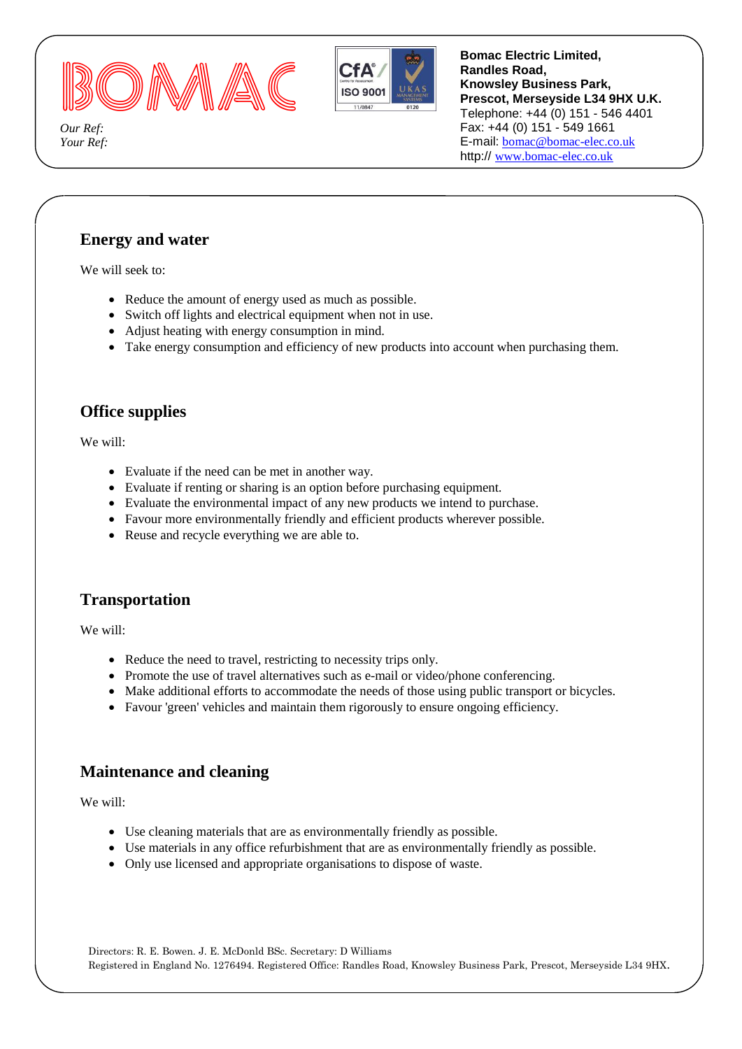BOMAC

Our Ref:
Your Ref:

**Bomac Electric Limited,**
**Randles Road,**
**Knowsley Business Park,**
**Prescot, Merseyside L34 9HX U.K.**
Telephone: +44 (0) 151 - 546 4401
Fax: +44 (0) 151 - 549 1661
E-mail: bomac@bomac-elec.co.uk
http:// www.bomac-elec.co.uk

## Energy and water

We will seek to:

- Reduce the amount of energy used as much as possible.
- Switch off lights and electrical equipment when not in use.
- Adjust heating with energy consumption in mind.
- Take energy consumption and efficiency of new products into account when purchasing them.

## Office supplies

We will:

- Evaluate if the need can be met in another way.
- Evaluate if renting or sharing is an option before purchasing equipment.
- Evaluate the environmental impact of any new products we intend to purchase.
- Favour more environmentally friendly and efficient products wherever possible.
- Reuse and recycle everything we are able to.

## Transportation

We will:

- Reduce the need to travel, restricting to necessity trips only.
- Promote the use of travel alternatives such as e-mail or video/phone conferencing.
- Make additional efforts to accommodate the needs of those using public transport or bicycles.
- Favour 'green' vehicles and maintain them rigorously to ensure ongoing efficiency.

## Maintenance and cleaning

We will:

- Use cleaning materials that are as environmentally friendly as possible.
- Use materials in any office refurbishment that are as environmentally friendly as possible.
- Only use licensed and appropriate organisations to dispose of waste.

Directors: R. E. Bowen. J. E. McDonld BSc. Secretary: D Williams
Registered in England No. 1276494. Registered Office: Randles Road, Knowsley Business Park, Prescot, Merseyside L34 9HX.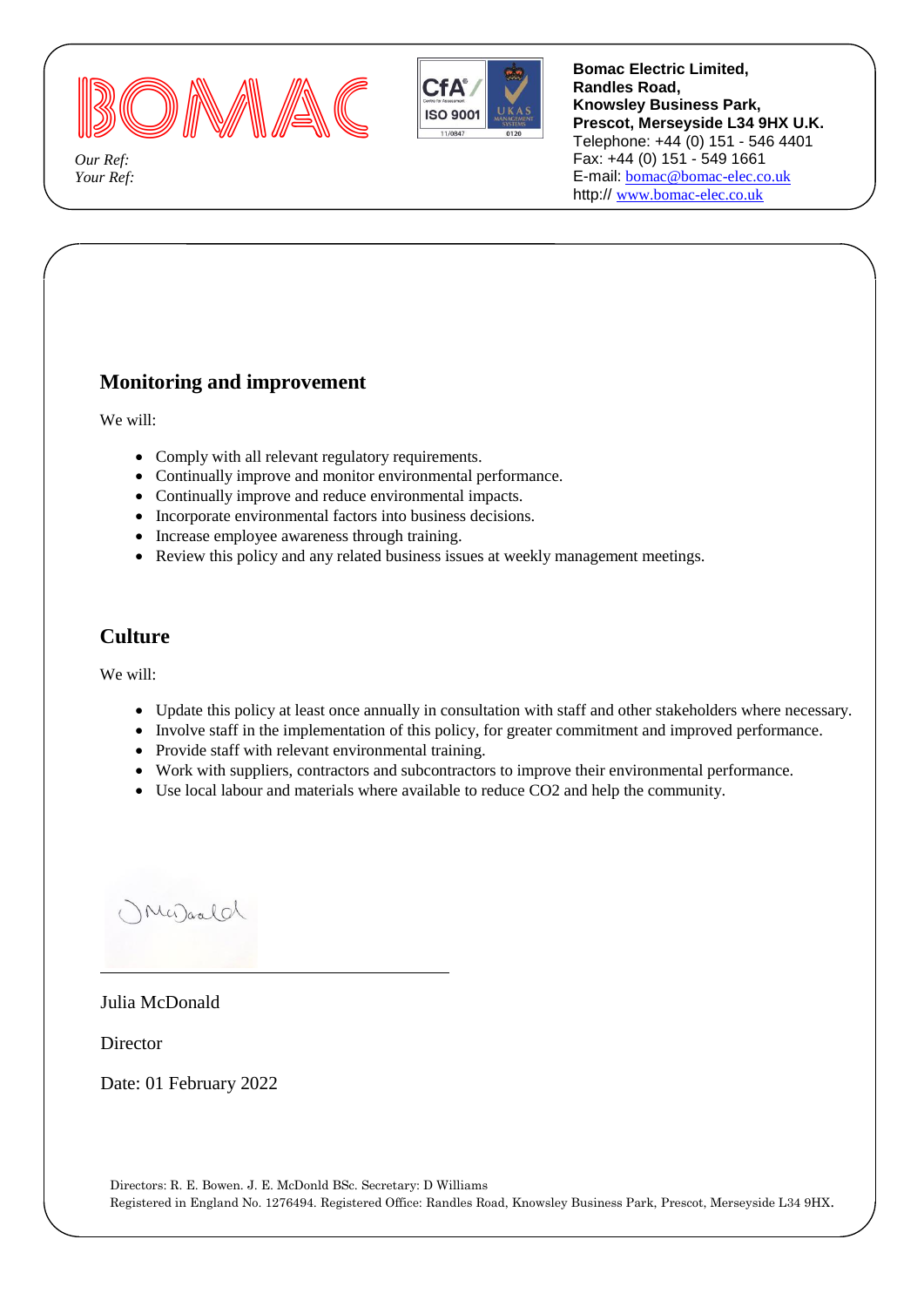Bomac Electric Limited,
Randles Road,
Knowsley Business Park,
Prescot, Merseyside L34 9HX U.K.
Telephone: +44 (0) 151 - 546 4401
Fax: +44 (0) 151 - 549 1661
E-mail: bomac@bomac-elec.co.uk
http:// www.bomac-elec.co.uk

*Our Ref:*
*Your Ref:*

## Monitoring and improvement

We will:

- Comply with all relevant regulatory requirements.
- Continually improve and monitor environmental performance.
- Continually improve and reduce environmental impacts.
- Incorporate environmental factors into business decisions.
- Increase employee awareness through training.
- Review this policy and any related business issues at weekly management meetings.

## Culture

We will:

- Update this policy at least once annually in consultation with staff and other stakeholders where necessary.
- Involve staff in the implementation of this policy, for greater commitment and improved performance.
- Provide staff with relevant environmental training.
- Work with suppliers, contractors and subcontractors to improve their environmental performance.
- Use local labour and materials where available to reduce CO2 and help the community.

Julia McDonald

Director

Date: 01 February 2022

Directors: R. E. Bowen. J. E. McDonld BSc. Secretary: D Williams
Registered in England No. 1276494. Registered Office: Randles Road, Knowsley Business Park, Prescot, Merseyside L34 9HX.